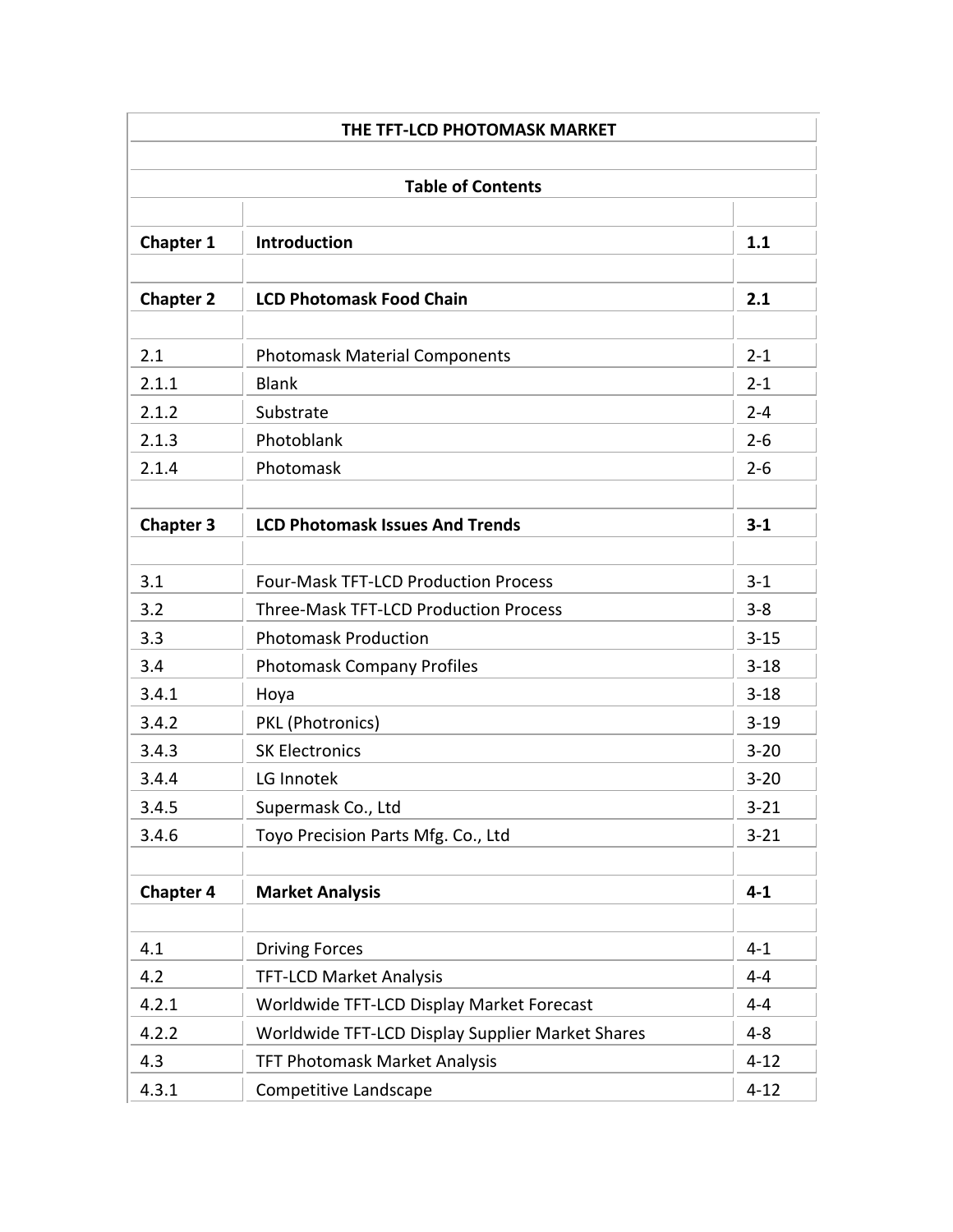# THE TFT-LCD PHOTOMASK MARKET

## Table of Contents

| | | |
|---|---|---|
| **Chapter 1** | **Introduction** | **1.1** |
| | | |
| **Chapter 2** | **LCD Photomask Food Chain** | **2.1** |
| | | |
| 2.1 | Photomask Material Components | 2-1 |
| 2.1.1 | Blank | 2-1 |
| 2.1.2 | Substrate | 2-4 |
| 2.1.3 | Photoblank | 2-6 |
| 2.1.4 | Photomask | 2-6 |
| | | |
| **Chapter 3** | **LCD Photomask Issues And Trends** | **3-1** |
| | | |
| 3.1 | Four-Mask TFT-LCD Production Process | 3-1 |
| 3.2 | Three-Mask TFT-LCD Production Process | 3-8 |
| 3.3 | Photomask Production | 3-15 |
| 3.4 | Photomask Company Profiles | 3-18 |
| 3.4.1 | Hoya | 3-18 |
| 3.4.2 | PKL (Photronics) | 3-19 |
| 3.4.3 | SK Electronics | 3-20 |
| 3.4.4 | LG Innotek | 3-20 |
| 3.4.5 | Supermask Co., Ltd | 3-21 |
| 3.4.6 | Toyo Precision Parts Mfg. Co., Ltd | 3-21 |
| | | |
| **Chapter 4** | **Market Analysis** | **4-1** |
| | | |
| 4.1 | Driving Forces | 4-1 |
| 4.2 | TFT-LCD Market Analysis | 4-4 |
| 4.2.1 | Worldwide TFT-LCD Display Market Forecast | 4-4 |
| 4.2.2 | Worldwide TFT-LCD Display Supplier Market Shares | 4-8 |
| 4.3 | TFT Photomask Market Analysis | 4-12 |
| 4.3.1 | Competitive Landscape | 4-12 |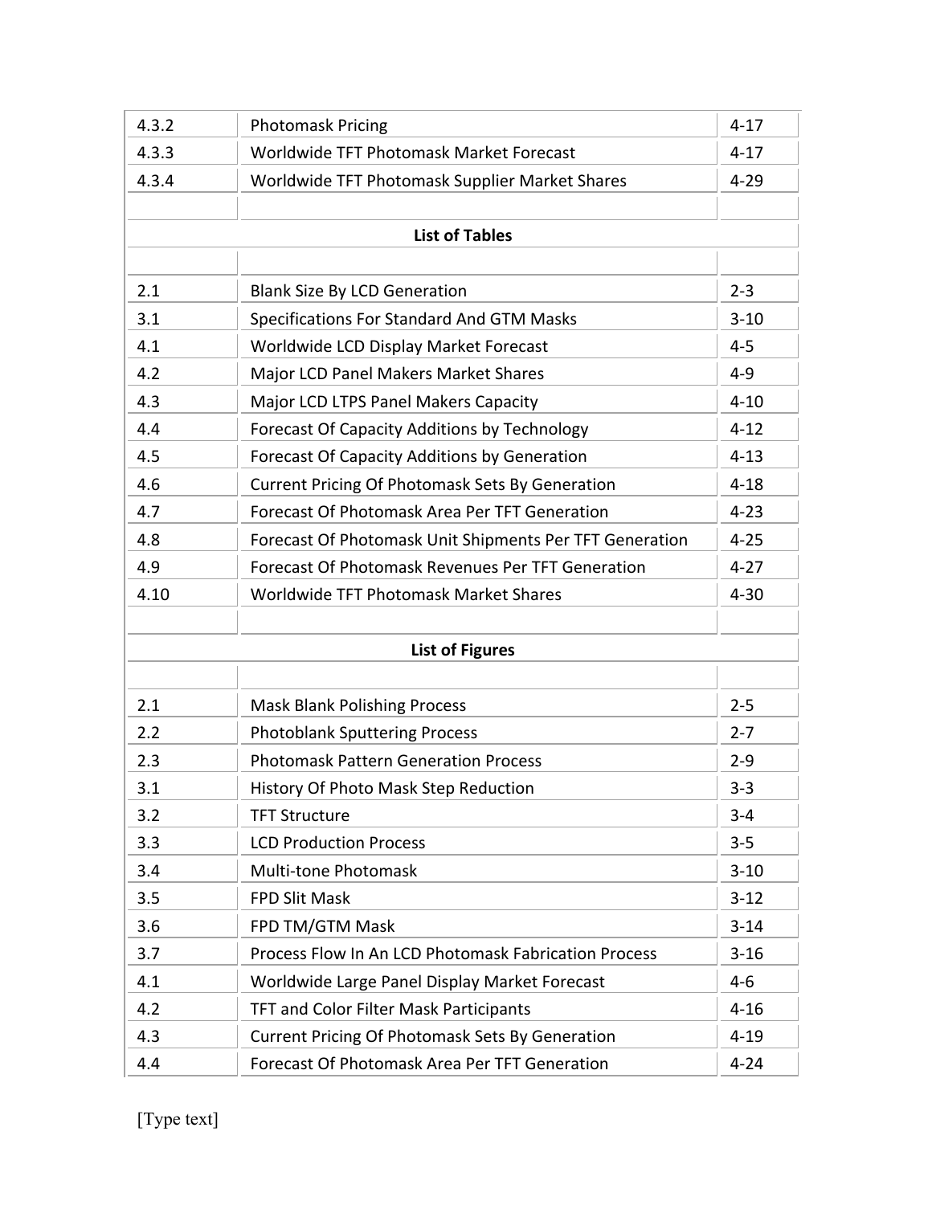| | | |
|---|---|---|
| 4.3.2 | Photomask Pricing | 4-17 |
| 4.3.3 | Worldwide TFT Photomask Market Forecast | 4-17 |
| 4.3.4 | Worldwide TFT Photomask Supplier Market Shares | 4-29 |

## List of Tables

| | | |
|---|---|---|
| 2.1 | Blank Size By LCD Generation | 2-3 |
| 3.1 | Specifications For Standard And GTM Masks | 3-10 |
| 4.1 | Worldwide LCD Display Market Forecast | 4-5 |
| 4.2 | Major LCD Panel Makers Market Shares | 4-9 |
| 4.3 | Major LCD LTPS Panel Makers Capacity | 4-10 |
| 4.4 | Forecast Of Capacity Additions by Technology | 4-12 |
| 4.5 | Forecast Of Capacity Additions by Generation | 4-13 |
| 4.6 | Current Pricing Of Photomask Sets By Generation | 4-18 |
| 4.7 | Forecast Of Photomask Area Per TFT Generation | 4-23 |
| 4.8 | Forecast Of Photomask Unit Shipments Per TFT Generation | 4-25 |
| 4.9 | Forecast Of Photomask Revenues Per TFT Generation | 4-27 |
| 4.10 | Worldwide TFT Photomask Market Shares | 4-30 |

## List of Figures

| | | |
|---|---|---|
| 2.1 | Mask Blank Polishing Process | 2-5 |
| 2.2 | Photoblank Sputtering Process | 2-7 |
| 2.3 | Photomask Pattern Generation Process | 2-9 |
| 3.1 | History Of Photo Mask Step Reduction | 3-3 |
| 3.2 | TFT Structure | 3-4 |
| 3.3 | LCD Production Process | 3-5 |
| 3.4 | Multi-tone Photomask | 3-10 |
| 3.5 | FPD Slit Mask | 3-12 |
| 3.6 | FPD TM/GTM Mask | 3-14 |
| 3.7 | Process Flow In An LCD Photomask Fabrication Process | 3-16 |
| 4.1 | Worldwide Large Panel Display Market Forecast | 4-6 |
| 4.2 | TFT and Color Filter Mask Participants | 4-16 |
| 4.3 | Current Pricing Of Photomask Sets By Generation | 4-19 |
| 4.4 | Forecast Of Photomask Area Per TFT Generation | 4-24 |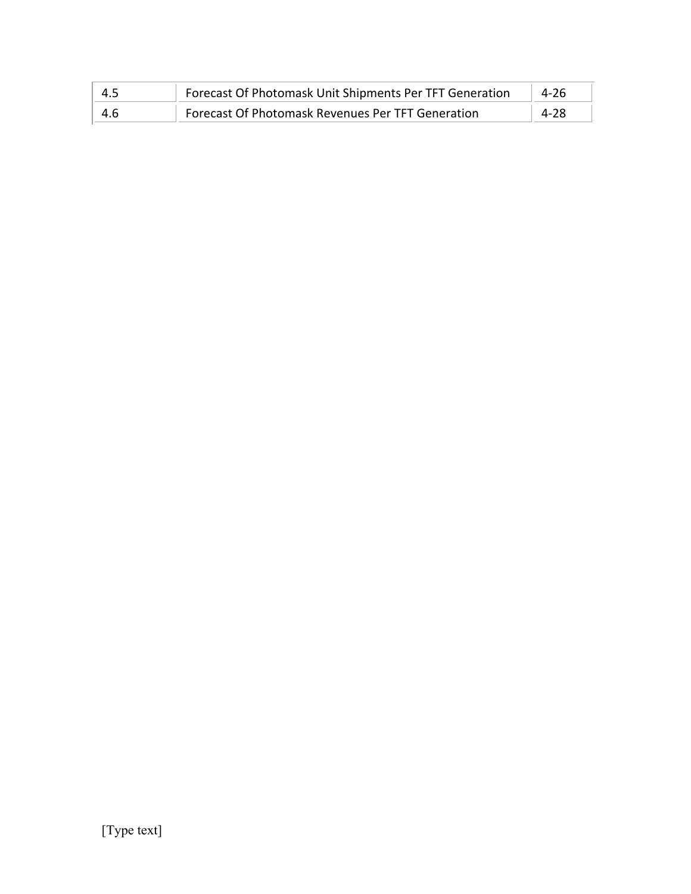| | | |
|---|---|---|
| 4.5 | Forecast Of Photomask Unit Shipments Per TFT Generation | 4-26 |
| 4.6 | Forecast Of Photomask Revenues Per TFT Generation | 4-28 |

[Type text]